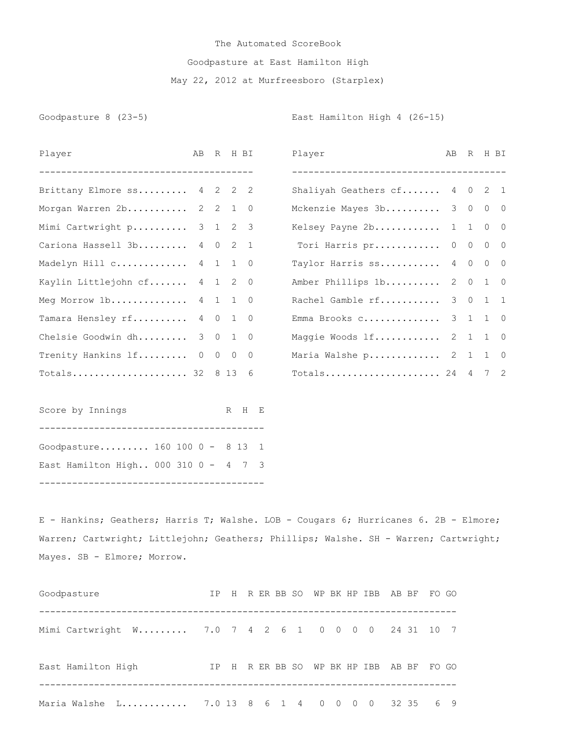The Automated ScoreBook

Goodpasture at East Hamilton High

May 22, 2012 at Murfreesboro (Starplex)

**Goodpasture 8 (23-5)**

| Player | AB | R | H | BI |
|---|---|---|---|---|
| Brittany Elmore ss | 4 | 2 | 2 | 2 |
| Morgan Warren 2b | 2 | 2 | 1 | 0 |
| Mimi Cartwright p | 3 | 1 | 2 | 3 |
| Cariona Hassell 3b | 4 | 0 | 2 | 1 |
| Madelyn Hill c | 4 | 1 | 1 | 0 |
| Kaylin Littlejohn cf | 4 | 1 | 2 | 0 |
| Meg Morrow 1b | 4 | 1 | 1 | 0 |
| Tamara Hensley rf | 4 | 0 | 1 | 0 |
| Chelsie Goodwin dh | 3 | 0 | 1 | 0 |
| Trenity Hankins lf | 0 | 0 | 0 | 0 |
| Totals | 32 | 8 | 13 | 6 |

**East Hamilton High 4 (26-15)**

| Player | AB | R | H | BI |
|---|---|---|---|---|
| Shaliyah Geathers cf | 4 | 0 | 2 | 1 |
| Mckenzie Mayes 3b | 3 | 0 | 0 | 0 |
| Kelsey Payne 2b | 1 | 1 | 0 | 0 |
| Tori Harris pr | 0 | 0 | 0 | 0 |
| Taylor Harris ss | 4 | 0 | 0 | 0 |
| Amber Phillips 1b | 2 | 0 | 1 | 0 |
| Rachel Gamble rf | 3 | 0 | 1 | 1 |
| Emma Brooks c | 3 | 1 | 1 | 0 |
| Maggie Woods lf | 2 | 1 | 1 | 0 |
| Maria Walshe p | 2 | 1 | 1 | 0 |
| Totals | 24 | 4 | 7 | 2 |

| Score by Innings | | R | H | E |
|---|---|---|---|---|
| Goodpasture | 160 100 0 | 8 | 13 | 1 |
| East Hamilton High | 000 310 0 | 4 | 7 | 3 |

E - Hankins; Geathers; Harris T; Walshe. LOB - Cougars 6; Hurricanes 6. 2B - Elmore; Warren; Cartwright; Littlejohn; Geathers; Phillips; Walshe. SH - Warren; Cartwright; Mayes. SB - Elmore; Morrow.

| Goodpasture | IP | H | R | ER | BB | SO | WP | BK | HP | IBB | AB | BF | FO | GO |
|---|---|---|---|---|---|---|---|---|---|---|---|---|---|---|
| Mimi Cartwright W | 7.0 | 7 | 4 | 2 | 6 | 1 | 0 | 0 | 0 | 0 | 24 | 31 | 10 | 7 |

| East Hamilton High | IP | H | R | ER | BB | SO | WP | BK | HP | IBB | AB | BF | FO | GO |
|---|---|---|---|---|---|---|---|---|---|---|---|---|---|---|
| Maria Walshe L | 7.0 | 13 | 8 | 6 | 1 | 4 | 0 | 0 | 0 | 0 | 32 | 35 | 6 | 9 |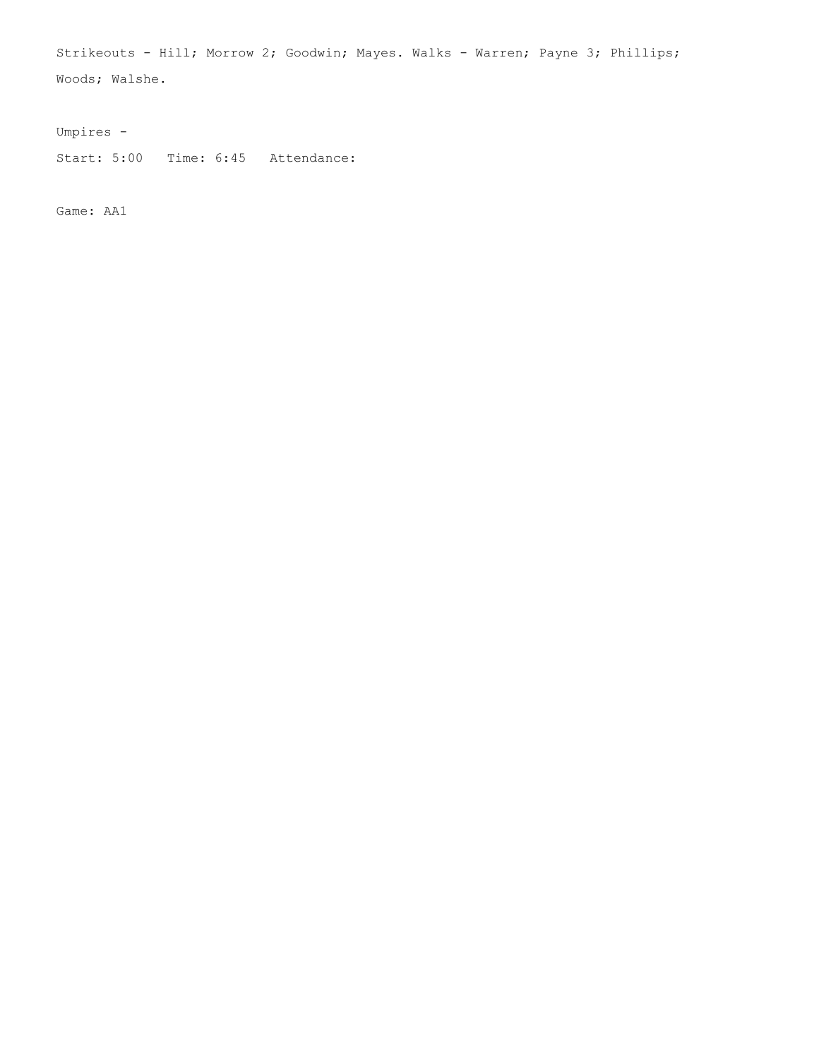Strikeouts - Hill; Morrow 2; Goodwin; Mayes. Walks - Warren; Payne 3; Phillips; Woods; Walshe.

Umpires -

Start: 5:00   Time: 6:45   Attendance:

Game: AA1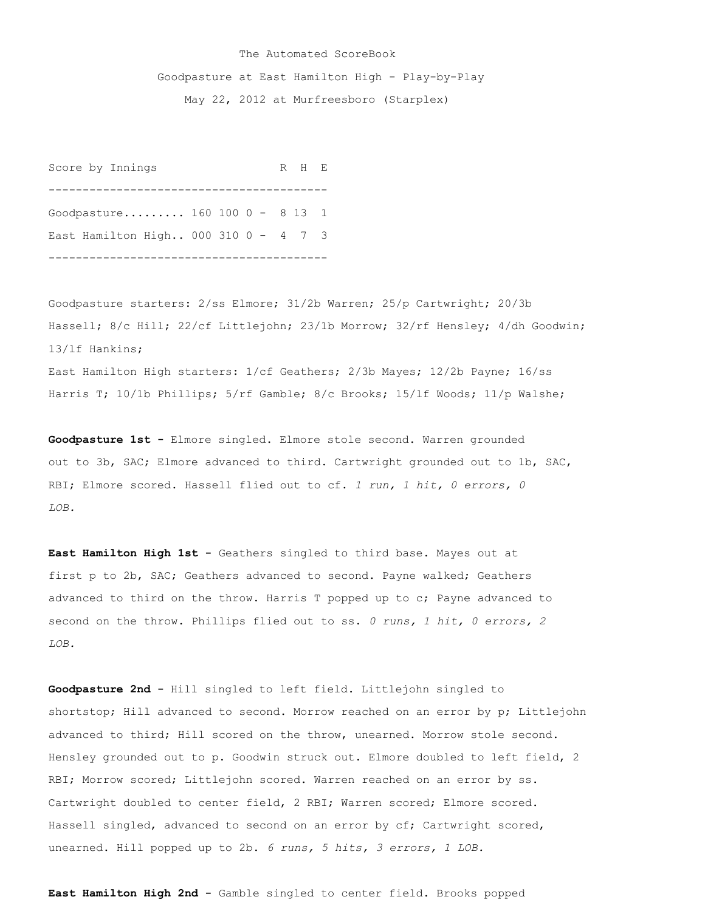The Automated ScoreBook

Goodpasture at East Hamilton High - Play-by-Play

May 22, 2012 at Murfreesboro (Starplex)

| Score by Innings | | R | H | E |
|---|---|---|---|---|
| Goodpasture......... | 160 100 0 - | 8 | 13 | 1 |
| East Hamilton High.. | 000 310 0 - | 4 | 7 | 3 |

Goodpasture starters: 2/ss Elmore; 31/2b Warren; 25/p Cartwright; 20/3b Hassell; 8/c Hill; 22/cf Littlejohn; 23/1b Morrow; 32/rf Hensley; 4/dh Goodwin; 13/lf Hankins;

East Hamilton High starters: 1/cf Geathers; 2/3b Mayes; 12/2b Payne; 16/ss Harris T; 10/1b Phillips; 5/rf Gamble; 8/c Brooks; 15/lf Woods; 11/p Walshe;

**Goodpasture 1st -** Elmore singled. Elmore stole second. Warren grounded out to 3b, SAC; Elmore advanced to third. Cartwright grounded out to 1b, SAC, RBI; Elmore scored. Hassell flied out to cf. *1 run, 1 hit, 0 errors, 0 LOB.*

**East Hamilton High 1st -** Geathers singled to third base. Mayes out at first p to 2b, SAC; Geathers advanced to second. Payne walked; Geathers advanced to third on the throw. Harris T popped up to c; Payne advanced to second on the throw. Phillips flied out to ss. *0 runs, 1 hit, 0 errors, 2 LOB.*

**Goodpasture 2nd -** Hill singled to left field. Littlejohn singled to shortstop; Hill advanced to second. Morrow reached on an error by p; Littlejohn advanced to third; Hill scored on the throw, unearned. Morrow stole second. Hensley grounded out to p. Goodwin struck out. Elmore doubled to left field, 2 RBI; Morrow scored; Littlejohn scored. Warren reached on an error by ss. Cartwright doubled to center field, 2 RBI; Warren scored; Elmore scored. Hassell singled, advanced to second on an error by cf; Cartwright scored, unearned. Hill popped up to 2b. *6 runs, 5 hits, 3 errors, 1 LOB.*

**East Hamilton High 2nd -** Gamble singled to center field. Brooks popped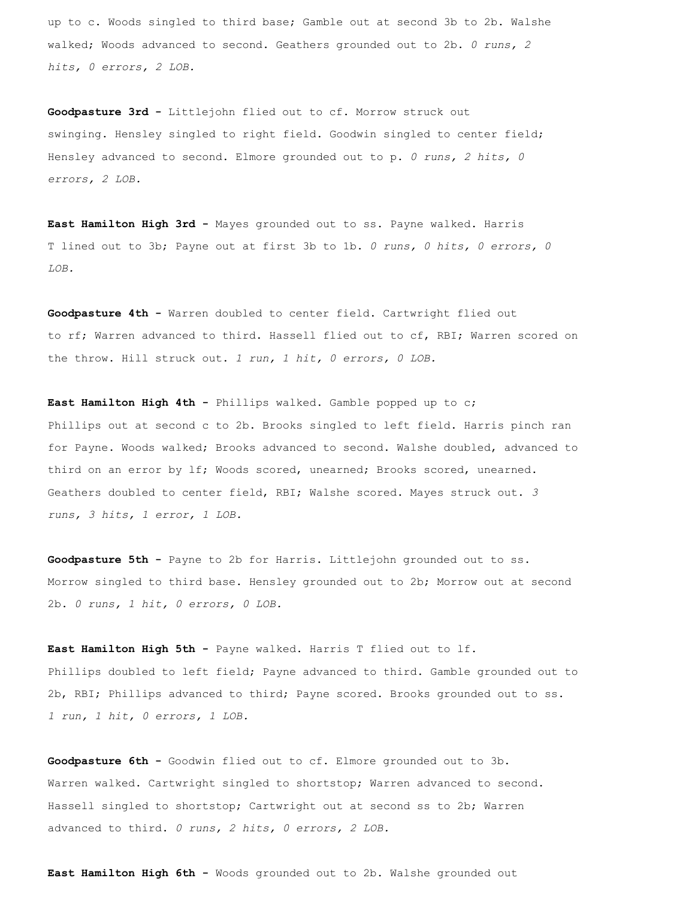up to c. Woods singled to third base; Gamble out at second 3b to 2b. Walshe walked; Woods advanced to second. Geathers grounded out to 2b. *0 runs, 2 hits, 0 errors, 2 LOB.*

**Goodpasture 3rd -** Littlejohn flied out to cf. Morrow struck out swinging. Hensley singled to right field. Goodwin singled to center field; Hensley advanced to second. Elmore grounded out to p. *0 runs, 2 hits, 0 errors, 2 LOB.*

**East Hamilton High 3rd -** Mayes grounded out to ss. Payne walked. Harris T lined out to 3b; Payne out at first 3b to 1b. *0 runs, 0 hits, 0 errors, 0 LOB.*

**Goodpasture 4th -** Warren doubled to center field. Cartwright flied out to rf; Warren advanced to third. Hassell flied out to cf, RBI; Warren scored on the throw. Hill struck out. *1 run, 1 hit, 0 errors, 0 LOB.*

**East Hamilton High 4th -** Phillips walked. Gamble popped up to c; Phillips out at second c to 2b. Brooks singled to left field. Harris pinch ran for Payne. Woods walked; Brooks advanced to second. Walshe doubled, advanced to third on an error by lf; Woods scored, unearned; Brooks scored, unearned. Geathers doubled to center field, RBI; Walshe scored. Mayes struck out. *3 runs, 3 hits, 1 error, 1 LOB.*

**Goodpasture 5th -** Payne to 2b for Harris. Littlejohn grounded out to ss. Morrow singled to third base. Hensley grounded out to 2b; Morrow out at second 2b. *0 runs, 1 hit, 0 errors, 0 LOB.*

**East Hamilton High 5th -** Payne walked. Harris T flied out to lf. Phillips doubled to left field; Payne advanced to third. Gamble grounded out to 2b, RBI; Phillips advanced to third; Payne scored. Brooks grounded out to ss. *1 run, 1 hit, 0 errors, 1 LOB.*

**Goodpasture 6th -** Goodwin flied out to cf. Elmore grounded out to 3b. Warren walked. Cartwright singled to shortstop; Warren advanced to second. Hassell singled to shortstop; Cartwright out at second ss to 2b; Warren advanced to third. *0 runs, 2 hits, 0 errors, 2 LOB.*

**East Hamilton High 6th -** Woods grounded out to 2b. Walshe grounded out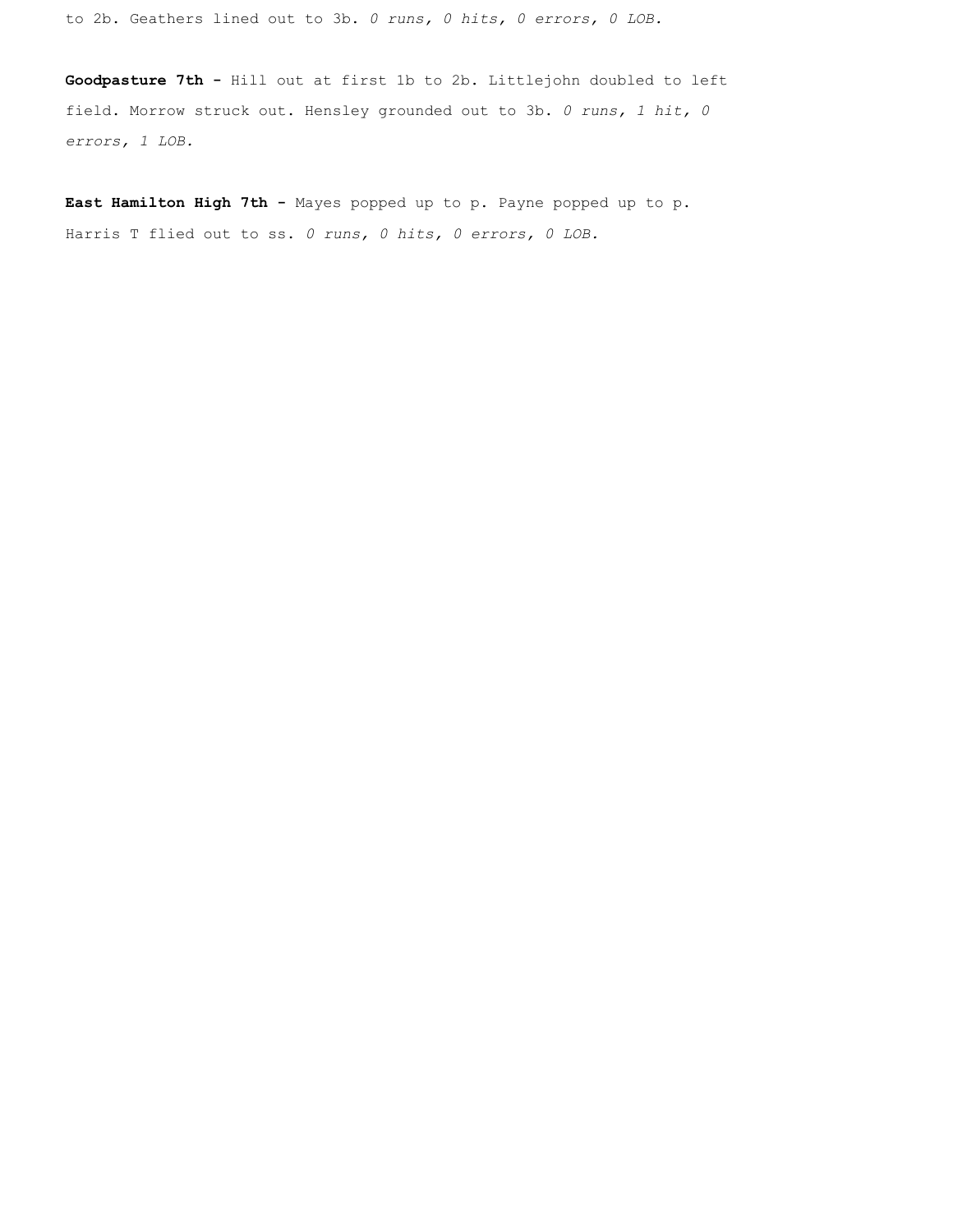to 2b. Geathers lined out to 3b. *0 runs, 0 hits, 0 errors, 0 LOB.*

**Goodpasture 7th -** Hill out at first 1b to 2b. Littlejohn doubled to left field. Morrow struck out. Hensley grounded out to 3b. *0 runs, 1 hit, 0 errors, 1 LOB.*

**East Hamilton High 7th -** Mayes popped up to p. Payne popped up to p. Harris T flied out to ss. *0 runs, 0 hits, 0 errors, 0 LOB.*